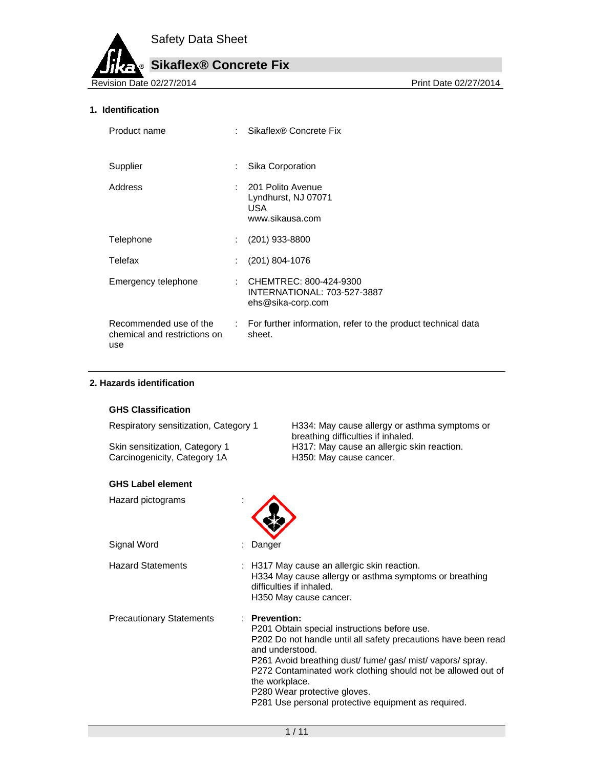Safety Data Sheet

# Sikaflex® Concrete Fix

Revision Date 02/27/2014 | Print Date 02/27/2014

## 1. Identification

| | |
|---|---|
| Product name | Sikaflex® Concrete Fix |
| Supplier | Sika Corporation |
| Address | 201 Polito Avenue<br>Lyndhurst, NJ 07071<br>USA<br>www.sikausa.com |
| Telephone | (201) 933-8800 |
| Telefax | (201) 804-1076 |
| Emergency telephone | CHEMTREC: 800-424-9300<br>INTERNATIONAL: 703-527-3887<br>ehs@sika-corp.com |
| Recommended use of the chemical and restrictions on use | For further information, refer to the product technical data sheet. |

## 2. Hazards identification

### GHS Classification

| | |
|---|---|
| Respiratory sensitization, Category 1 | H334: May cause allergy or asthma symptoms or breathing difficulties if inhaled. |
| Skin sensitization, Category 1 | H317: May cause an allergic skin reaction. |
| Carcinogenicity, Category 1A | H350: May cause cancer. |

### GHS Label element

Hazard pictograms :

Signal Word : Danger

Hazard Statements :
H317 May cause an allergic skin reaction.
H334 May cause allergy or asthma symptoms or breathing difficulties if inhaled.
H350 May cause cancer.

Precautionary Statements :

**Prevention:**
P201 Obtain special instructions before use.
P202 Do not handle until all safety precautions have been read and understood.
P261 Avoid breathing dust/ fume/ gas/ mist/ vapors/ spray.
P272 Contaminated work clothing should not be allowed out of the workplace.
P280 Wear protective gloves.
P281 Use personal protective equipment as required.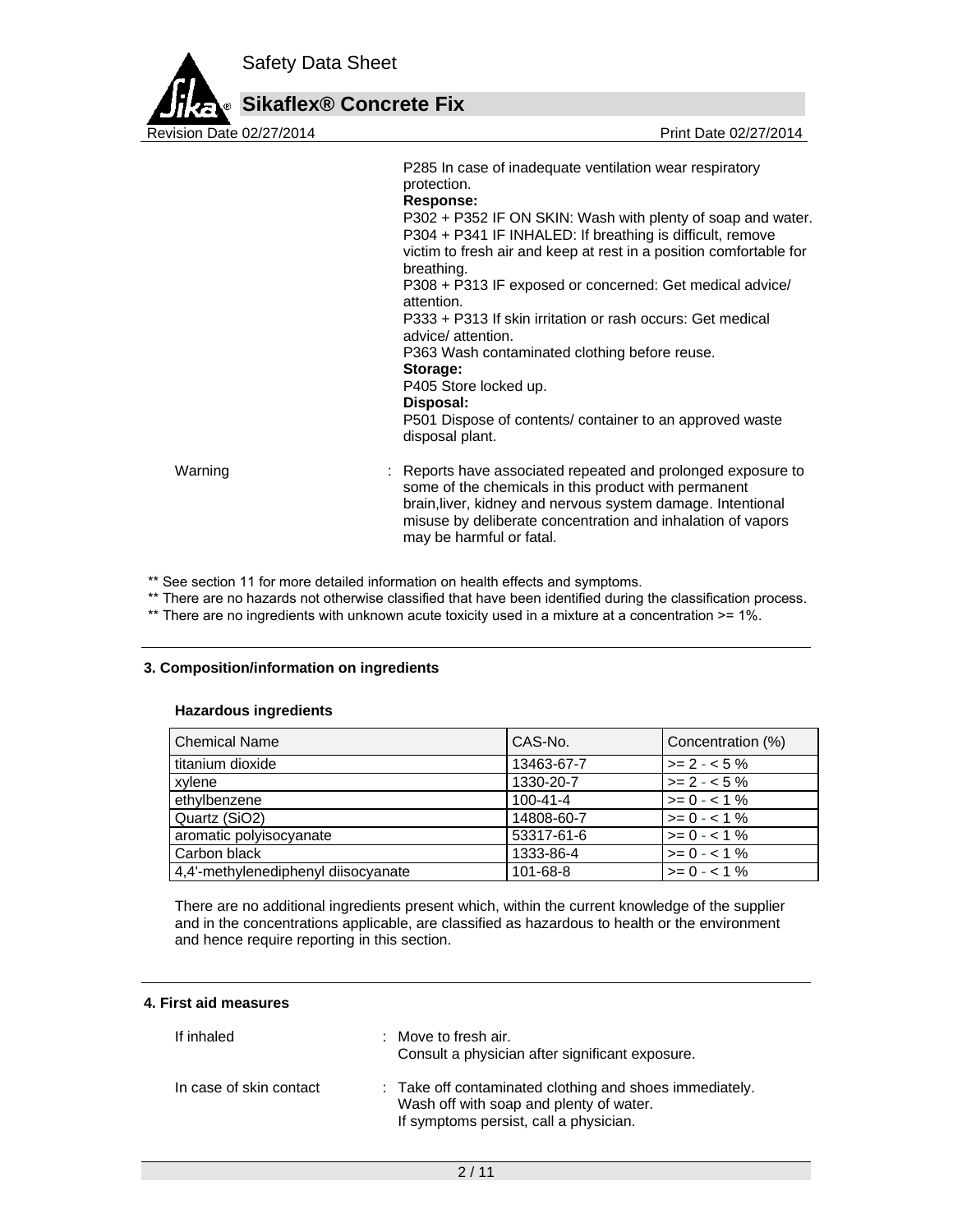P285 In case of inadequate ventilation wear respiratory protection.

**Response:**

P302 + P352 IF ON SKIN: Wash with plenty of soap and water.
P304 + P341 IF INHALED: If breathing is difficult, remove victim to fresh air and keep at rest in a position comfortable for breathing.
P308 + P313 IF exposed or concerned: Get medical advice/ attention.
P333 + P313 If skin irritation or rash occurs: Get medical advice/ attention.
P363 Wash contaminated clothing before reuse.

**Storage:**

P405 Store locked up.

**Disposal:**

P501 Dispose of contents/ container to an approved waste disposal plant.

Warning : Reports have associated repeated and prolonged exposure to some of the chemicals in this product with permanent brain,liver, kidney and nervous system damage. Intentional misuse by deliberate concentration and inhalation of vapors may be harmful or fatal.

** See section 11 for more detailed information on health effects and symptoms.
** There are no hazards not otherwise classified that have been identified during the classification process.
** There are no ingredients with unknown acute toxicity used in a mixture at a concentration >= 1%.

## 3. Composition/information on ingredients

### Hazardous ingredients

| Chemical Name | CAS-No. | Concentration (%) |
|---|---|---|
| titanium dioxide | 13463-67-7 | >= 2 - < 5 % |
| xylene | 1330-20-7 | >= 2 - < 5 % |
| ethylbenzene | 100-41-4 | >= 0 - < 1 % |
| Quartz (SiO2) | 14808-60-7 | >= 0 - < 1 % |
| aromatic polyisocyanate | 53317-61-6 | >= 0 - < 1 % |
| Carbon black | 1333-86-4 | >= 0 - < 1 % |
| 4,4'-methylenediphenyl diisocyanate | 101-68-8 | >= 0 - < 1 % |

There are no additional ingredients present which, within the current knowledge of the supplier and in the concentrations applicable, are classified as hazardous to health or the environment and hence require reporting in this section.

## 4. First aid measures

If inhaled : Move to fresh air.
Consult a physician after significant exposure.

In case of skin contact : Take off contaminated clothing and shoes immediately.
Wash off with soap and plenty of water.
If symptoms persist, call a physician.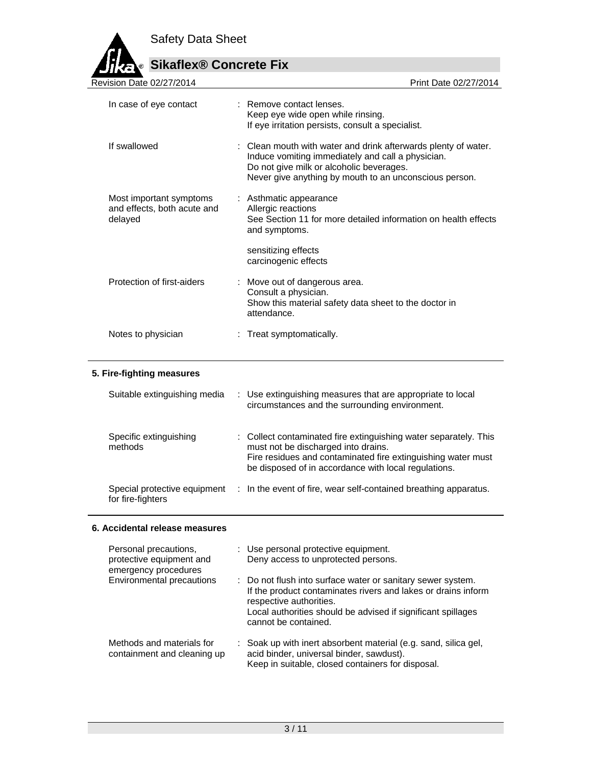| | |
|---|---|
| In case of eye contact | : Remove contact lenses.<br>Keep eye wide open while rinsing.<br>If eye irritation persists, consult a specialist. |
| If swallowed | : Clean mouth with water and drink afterwards plenty of water.<br>Induce vomiting immediately and call a physician.<br>Do not give milk or alcoholic beverages.<br>Never give anything by mouth to an unconscious person. |
| Most important symptoms and effects, both acute and delayed | : Asthmatic appearance<br>Allergic reactions<br>See Section 11 for more detailed information on health effects and symptoms.<br><br>sensitizing effects<br>carcinogenic effects |
| Protection of first-aiders | : Move out of dangerous area.<br>Consult a physician.<br>Show this material safety data sheet to the doctor in attendance. |
| Notes to physician | : Treat symptomatically. |

## 5. Fire-fighting measures

| | |
|---|---|
| Suitable extinguishing media | : Use extinguishing measures that are appropriate to local circumstances and the surrounding environment. |
| Specific extinguishing methods | : Collect contaminated fire extinguishing water separately. This must not be discharged into drains.<br>Fire residues and contaminated fire extinguishing water must be disposed of in accordance with local regulations. |
| Special protective equipment for fire-fighters | : In the event of fire, wear self-contained breathing apparatus. |

## 6. Accidental release measures

| | |
|---|---|
| Personal precautions, protective equipment and emergency procedures | : Use personal protective equipment.<br>Deny access to unprotected persons. |
| Environmental precautions | : Do not flush into surface water or sanitary sewer system.<br>If the product contaminates rivers and lakes or drains inform respective authorities.<br>Local authorities should be advised if significant spillages cannot be contained. |
| Methods and materials for containment and cleaning up | : Soak up with inert absorbent material (e.g. sand, silica gel, acid binder, universal binder, sawdust).<br>Keep in suitable, closed containers for disposal. |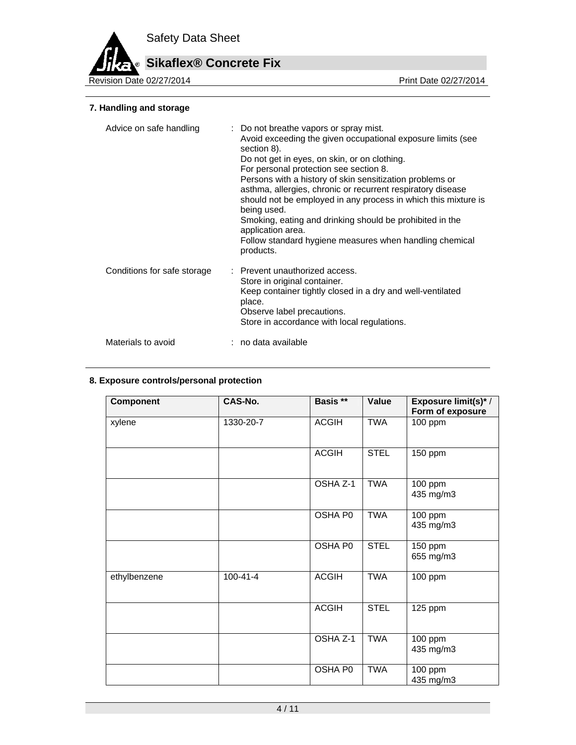## 7. Handling and storage

Advice on safe handling : Do not breathe vapors or spray mist.
Avoid exceeding the given occupational exposure limits (see section 8).
Do not get in eyes, on skin, or on clothing.
For personal protection see section 8.
Persons with a history of skin sensitization problems or asthma, allergies, chronic or recurrent respiratory disease should not be employed in any process in which this mixture is being used.
Smoking, eating and drinking should be prohibited in the application area.
Follow standard hygiene measures when handling chemical products.

Conditions for safe storage : Prevent unauthorized access.
Store in original container.
Keep container tightly closed in a dry and well-ventilated place.
Observe label precautions.
Store in accordance with local regulations.

Materials to avoid : no data available

## 8. Exposure controls/personal protection

| Component | CAS-No. | Basis ** | Value | Exposure limit(s)* / Form of exposure |
|---|---|---|---|---|
| xylene | 1330-20-7 | ACGIH | TWA | 100 ppm |
| | | ACGIH | STEL | 150 ppm |
| | | OSHA Z-1 | TWA | 100 ppm<br>435 mg/m3 |
| | | OSHA P0 | TWA | 100 ppm<br>435 mg/m3 |
| | | OSHA P0 | STEL | 150 ppm<br>655 mg/m3 |
| ethylbenzene | 100-41-4 | ACGIH | TWA | 100 ppm |
| | | ACGIH | STEL | 125 ppm |
| | | OSHA Z-1 | TWA | 100 ppm<br>435 mg/m3 |
| | | OSHA P0 | TWA | 100 ppm<br>435 mg/m3 |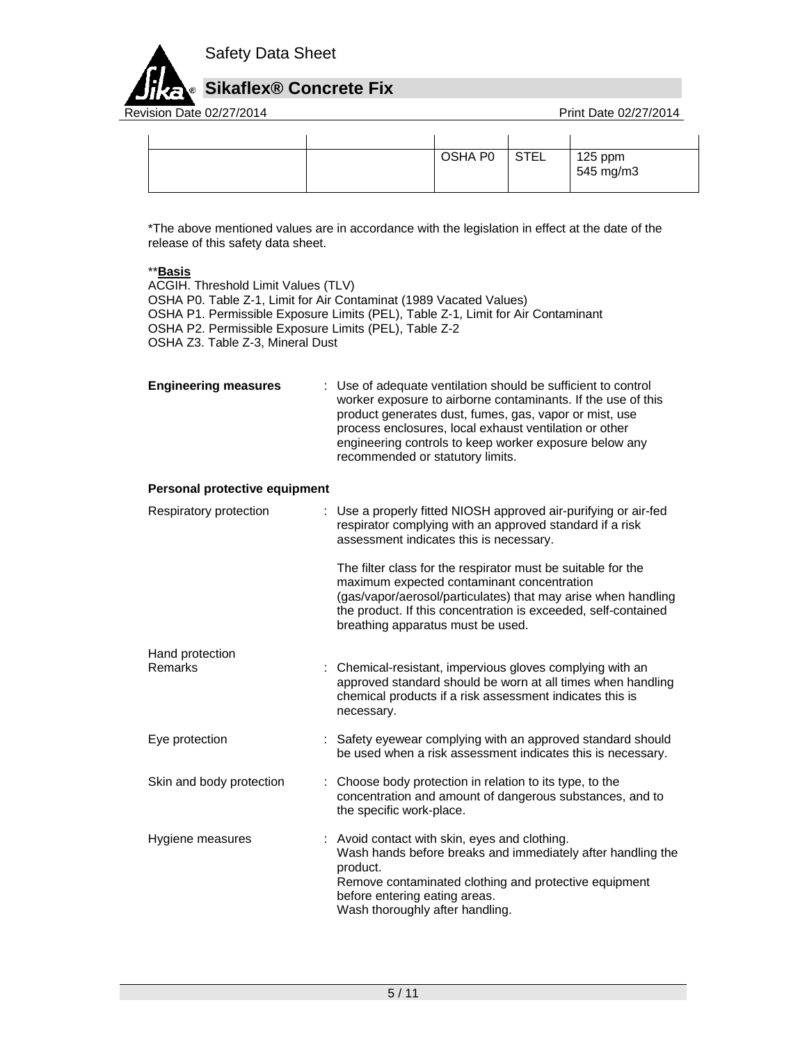|  |  | OSHA P0 | STEL | 125 ppm<br>545 mg/m3 |
|---|---|---|---|---|

*The above mentioned values are in accordance with the legislation in effect at the date of the release of this safety data sheet.

**<u>**Basis**</u>

ACGIH. Threshold Limit Values (TLV)
OSHA P0. Table Z-1, Limit for Air Contaminat (1989 Vacated Values)
OSHA P1. Permissible Exposure Limits (PEL), Table Z-1, Limit for Air Contaminant
OSHA P2. Permissible Exposure Limits (PEL), Table Z-2
OSHA Z3. Table Z-3, Mineral Dust

**Engineering measures** : Use of adequate ventilation should be sufficient to control worker exposure to airborne contaminants. If the use of this product generates dust, fumes, gas, vapor or mist, use process enclosures, local exhaust ventilation or other engineering controls to keep worker exposure below any recommended or statutory limits.

**Personal protective equipment**

Respiratory protection : Use a properly fitted NIOSH approved air-purifying or air-fed respirator complying with an approved standard if a risk assessment indicates this is necessary.

The filter class for the respirator must be suitable for the maximum expected contaminant concentration (gas/vapor/aerosol/particulates) that may arise when handling the product. If this concentration is exceeded, self-contained breathing apparatus must be used.

Hand protection
Remarks : Chemical-resistant, impervious gloves complying with an approved standard should be worn at all times when handling chemical products if a risk assessment indicates this is necessary.

Eye protection : Safety eyewear complying with an approved standard should be used when a risk assessment indicates this is necessary.

Skin and body protection : Choose body protection in relation to its type, to the concentration and amount of dangerous substances, and to the specific work-place.

Hygiene measures : Avoid contact with skin, eyes and clothing.
Wash hands before breaks and immediately after handling the product.
Remove contaminated clothing and protective equipment before entering eating areas.
Wash thoroughly after handling.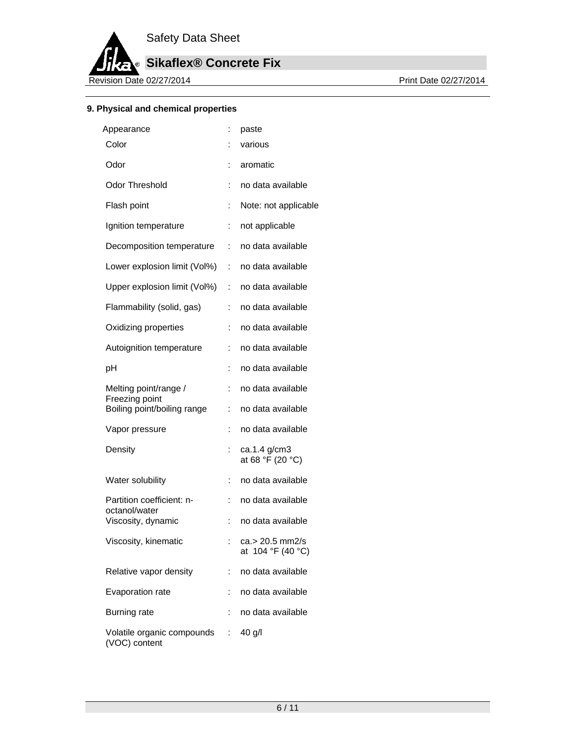## 9. Physical and chemical properties

| Property | | Value |
|---|---|---|
| Appearance | : | paste |
| Color | : | various |
| Odor | : | aromatic |
| Odor Threshold | : | no data available |
| Flash point | : | Note: not applicable |
| Ignition temperature | : | not applicable |
| Decomposition temperature | : | no data available |
| Lower explosion limit (Vol%) | : | no data available |
| Upper explosion limit (Vol%) | : | no data available |
| Flammability (solid, gas) | : | no data available |
| Oxidizing properties | : | no data available |
| Autoignition temperature | : | no data available |
| pH | : | no data available |
| Melting point/range / Freezing point | : | no data available |
| Boiling point/boiling range | : | no data available |
| Vapor pressure | : | no data available |
| Density | : | ca.1.4 g/cm3 at 68 °F (20 °C) |
| Water solubility | : | no data available |
| Partition coefficient: n-octanol/water | : | no data available |
| Viscosity, dynamic | : | no data available |
| Viscosity, kinematic | : | ca.> 20.5 mm2/s at 104 °F (40 °C) |
| Relative vapor density | : | no data available |
| Evaporation rate | : | no data available |
| Burning rate | : | no data available |
| Volatile organic compounds (VOC) content | : | 40 g/l |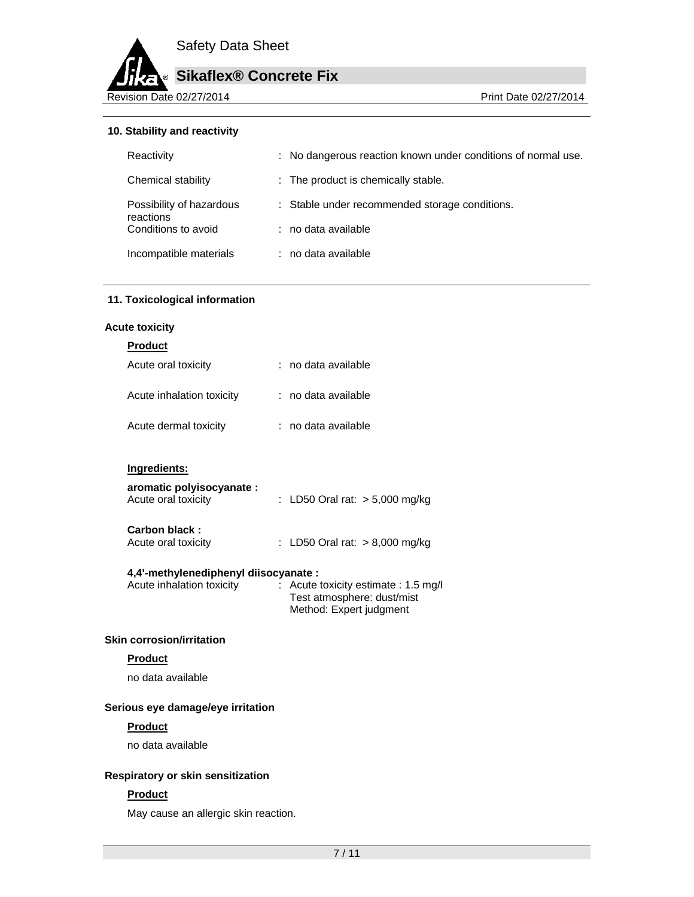## 10. Stability and reactivity

| | |
|---|---|
| Reactivity | : No dangerous reaction known under conditions of normal use. |
| Chemical stability | : The product is chemically stable. |
| Possibility of hazardous reactions | : Stable under recommended storage conditions. |
| Conditions to avoid | : no data available |
| Incompatible materials | : no data available |

## 11. Toxicological information

### Acute toxicity

**Product**

| | |
|---|---|
| Acute oral toxicity | : no data available |
| Acute inhalation toxicity | : no data available |
| Acute dermal toxicity | : no data available |

**Ingredients:**

**aromatic polyisocyanate :**

| | |
|---|---|
| Acute oral toxicity | : LD50 Oral rat: > 5,000 mg/kg |

**Carbon black :**

| | |
|---|---|
| Acute oral toxicity | : LD50 Oral rat: > 8,000 mg/kg |

**4,4'-methylenediphenyl diisocyanate :**

| | |
|---|---|
| Acute inhalation toxicity | : Acute toxicity estimate : 1.5 mg/l<br>Test atmosphere: dust/mist<br>Method: Expert judgment |

### Skin corrosion/irritation

**Product**

no data available

### Serious eye damage/eye irritation

**Product**

no data available

### Respiratory or skin sensitization

**Product**

May cause an allergic skin reaction.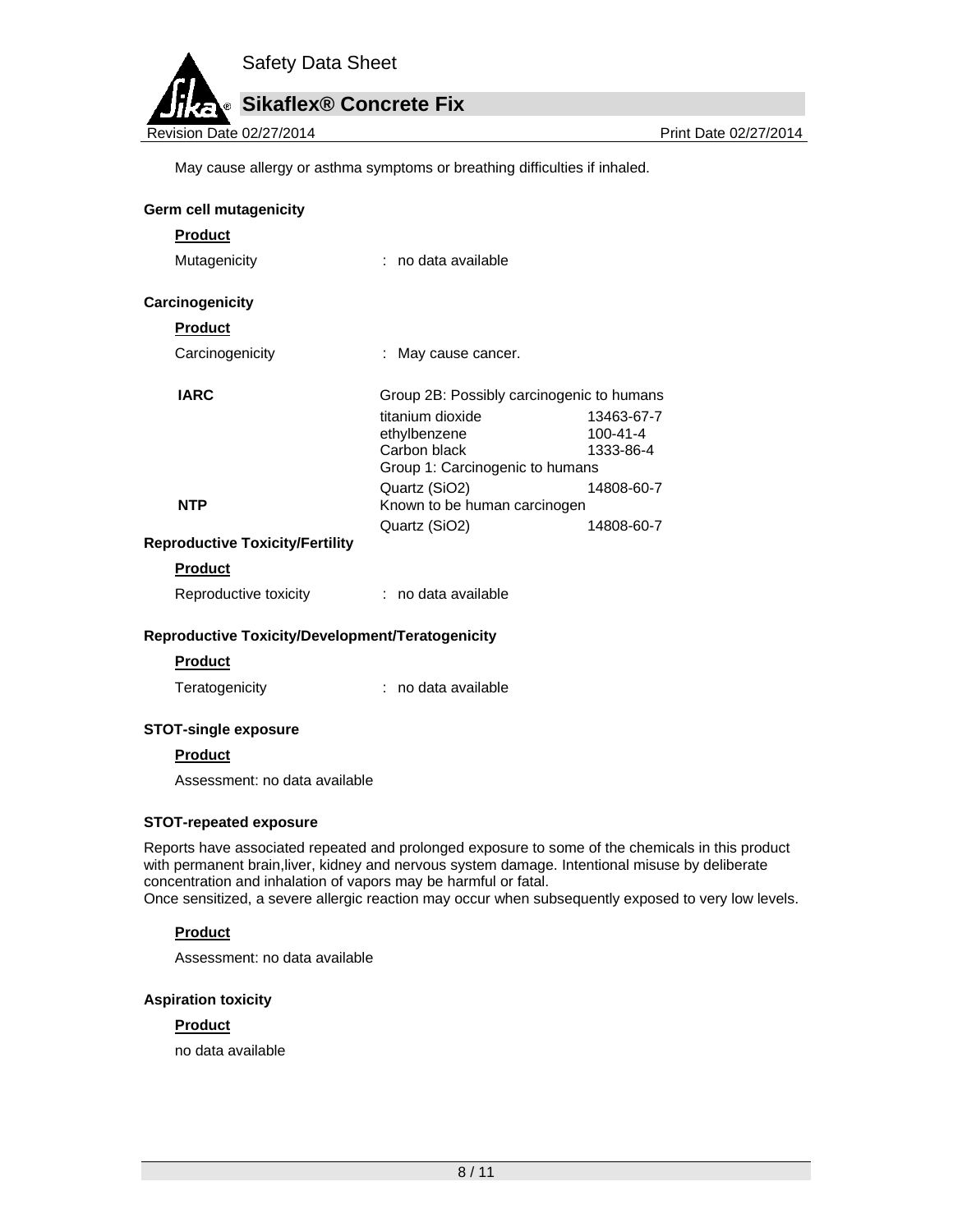May cause allergy or asthma symptoms or breathing difficulties if inhaled.

**Germ cell mutagenicity**

**Product**

Mutagenicity : no data available

**Carcinogenicity**

**Product**

Carcinogenicity : May cause cancer.

| | | |
|---|---|---|
| **IARC** | Group 2B: Possibly carcinogenic to humans | |
| | titanium dioxide | 13463-67-7 |
| | ethylbenzene | 100-41-4 |
| | Carbon black | 1333-86-4 |
| | Group 1: Carcinogenic to humans | |
| | Quartz ($SiO_2$) | 14808-60-7 |
| **NTP** | Known to be human carcinogen | |
| | Quartz ($SiO_2$) | 14808-60-7 |

**Reproductive Toxicity/Fertility**

**Product**

Reproductive toxicity : no data available

**Reproductive Toxicity/Development/Teratogenicity**

**Product**

Teratogenicity : no data available

**STOT-single exposure**

**Product**

Assessment: no data available

**STOT-repeated exposure**

Reports have associated repeated and prolonged exposure to some of the chemicals in this product with permanent brain,liver, kidney and nervous system damage. Intentional misuse by deliberate concentration and inhalation of vapors may be harmful or fatal.
Once sensitized, a severe allergic reaction may occur when subsequently exposed to very low levels.

**Product**

Assessment: no data available

**Aspiration toxicity**

**Product**

no data available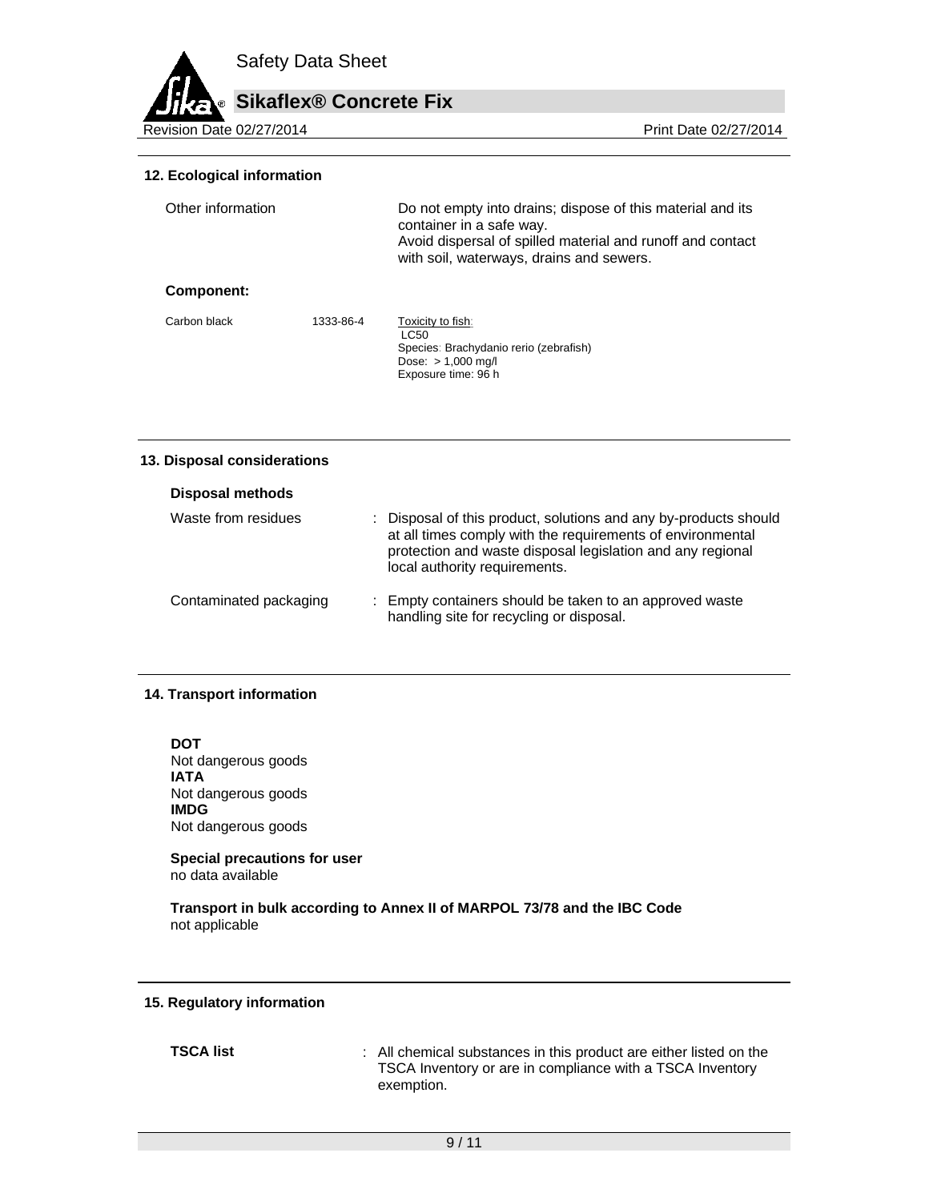## 12. Ecological information

| | |
|---|---|
| Other information | Do not empty into drains; dispose of this material and its container in a safe way. Avoid dispersal of spilled material and runoff and contact with soil, waterways, drains and sewers. |

**Component:**

| | | |
|---|---|---|
| Carbon black | 1333-86-4 | Toxicity to fish: LC50 Species: Brachydanio rerio (zebrafish) Dose: > 1,000 mg/l Exposure time: 96 h |

## 13. Disposal considerations

**Disposal methods**

| | |
|---|---|
| Waste from residues | : Disposal of this product, solutions and any by-products should at all times comply with the requirements of environmental protection and waste disposal legislation and any regional local authority requirements. |
| Contaminated packaging | : Empty containers should be taken to an approved waste handling site for recycling or disposal. |

## 14. Transport information

**DOT**
Not dangerous goods
**IATA**
Not dangerous goods
**IMDG**
Not dangerous goods

**Special precautions for user**
no data available

**Transport in bulk according to Annex II of MARPOL 73/78 and the IBC Code**
not applicable

## 15. Regulatory information

| | |
|---|---|
| **TSCA list** | : All chemical substances in this product are either listed on the TSCA Inventory or are in compliance with a TSCA Inventory exemption. |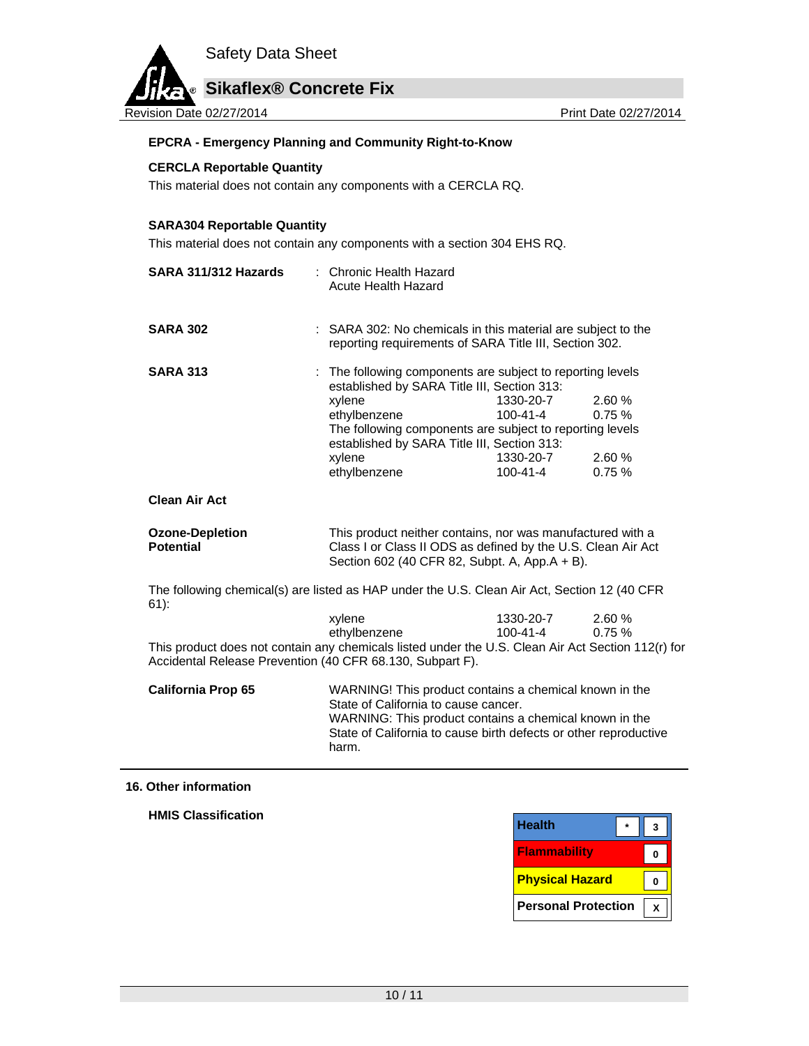**EPCRA - Emergency Planning and Community Right-to-Know**

**CERCLA Reportable Quantity**

This material does not contain any components with a CERCLA RQ.

**SARA304 Reportable Quantity**

This material does not contain any components with a section 304 EHS RQ.

**SARA 311/312 Hazards** : Chronic Health Hazard
Acute Health Hazard

**SARA 302** : SARA 302: No chemicals in this material are subject to the reporting requirements of SARA Title III, Section 302.

**SARA 313** : The following components are subject to reporting levels established by SARA Title III, Section 313:

| | | |
|---|---|---|
| xylene | 1330-20-7 | 2.60 % |
| ethylbenzene | 100-41-4 | 0.75 % |

The following components are subject to reporting levels established by SARA Title III, Section 313:

| | | |
|---|---|---|
| xylene | 1330-20-7 | 2.60 % |
| ethylbenzene | 100-41-4 | 0.75 % |

**Clean Air Act**

**Ozone-Depletion Potential** This product neither contains, nor was manufactured with a Class I or Class II ODS as defined by the U.S. Clean Air Act Section 602 (40 CFR 82, Subpt. A, App.A + B).

The following chemical(s) are listed as HAP under the U.S. Clean Air Act, Section 12 (40 CFR 61):

| | | |
|---|---|---|
| xylene | 1330-20-7 | 2.60 % |
| ethylbenzene | 100-41-4 | 0.75 % |

This product does not contain any chemicals listed under the U.S. Clean Air Act Section 112(r) for Accidental Release Prevention (40 CFR 68.130, Subpart F).

**California Prop 65** WARNING! This product contains a chemical known in the State of California to cause cancer.
WARNING: This product contains a chemical known in the State of California to cause birth defects or other reproductive harm.

## 16. Other information

**HMIS Classification**

| | | |
|---|---|---|
| Health | * | 3 |
| Flammability | | 0 |
| Physical Hazard | | 0 |
| Personal Protection | | X |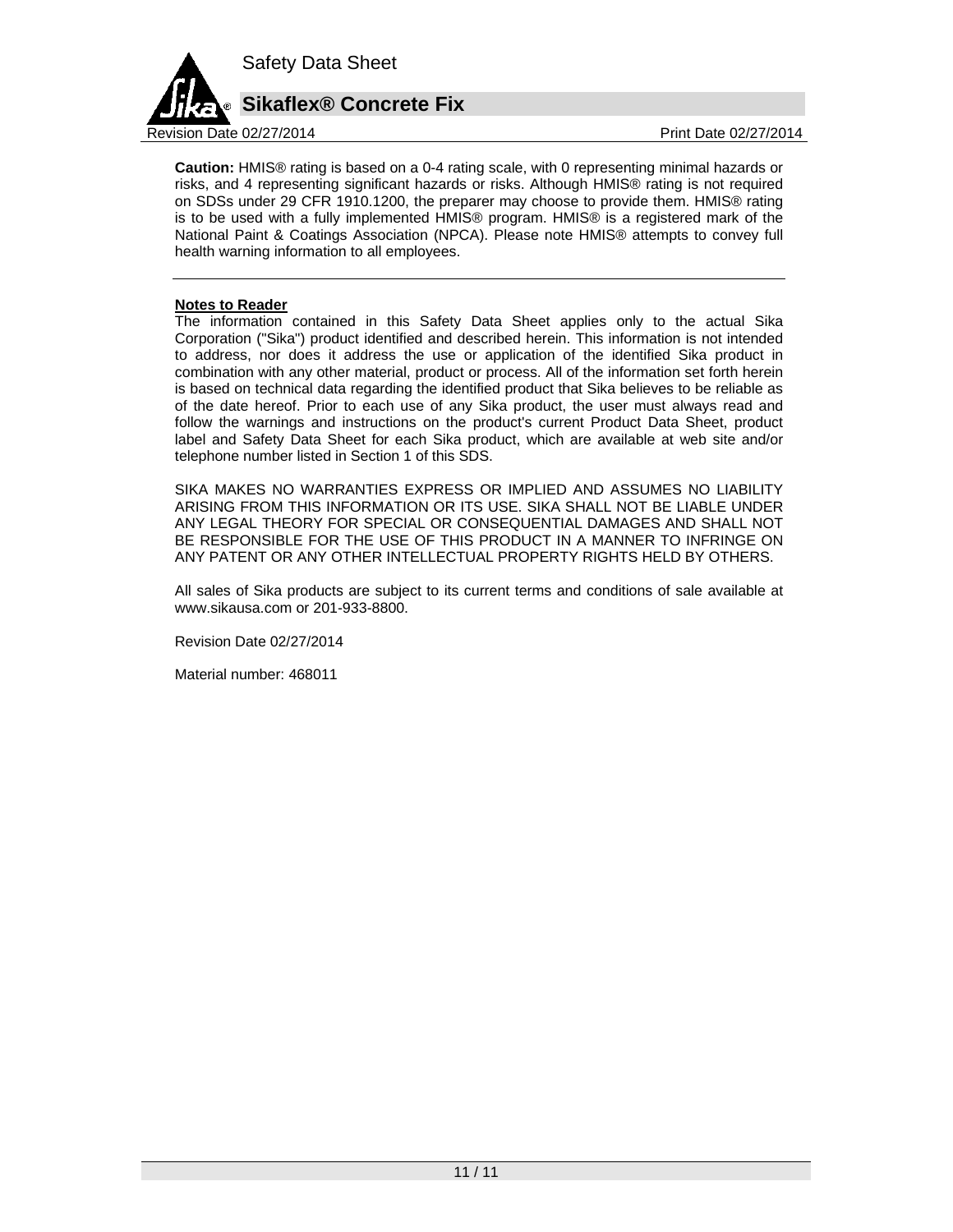**Caution:** HMIS® rating is based on a 0-4 rating scale, with 0 representing minimal hazards or risks, and 4 representing significant hazards or risks. Although HMIS® rating is not required on SDSs under 29 CFR 1910.1200, the preparer may choose to provide them. HMIS® rating is to be used with a fully implemented HMIS® program. HMIS® is a registered mark of the National Paint & Coatings Association (NPCA). Please note HMIS® attempts to convey full health warning information to all employees.

---

**Notes to Reader**

The information contained in this Safety Data Sheet applies only to the actual Sika Corporation ("Sika") product identified and described herein. This information is not intended to address, nor does it address the use or application of the identified Sika product in combination with any other material, product or process. All of the information set forth herein is based on technical data regarding the identified product that Sika believes to be reliable as of the date hereof. Prior to each use of any Sika product, the user must always read and follow the warnings and instructions on the product's current Product Data Sheet, product label and Safety Data Sheet for each Sika product, which are available at web site and/or telephone number listed in Section 1 of this SDS.

SIKA MAKES NO WARRANTIES EXPRESS OR IMPLIED AND ASSUMES NO LIABILITY ARISING FROM THIS INFORMATION OR ITS USE. SIKA SHALL NOT BE LIABLE UNDER ANY LEGAL THEORY FOR SPECIAL OR CONSEQUENTIAL DAMAGES AND SHALL NOT BE RESPONSIBLE FOR THE USE OF THIS PRODUCT IN A MANNER TO INFRINGE ON ANY PATENT OR ANY OTHER INTELLECTUAL PROPERTY RIGHTS HELD BY OTHERS.

All sales of Sika products are subject to its current terms and conditions of sale available at www.sikausa.com or 201-933-8800.

Revision Date 02/27/2014

Material number: 468011